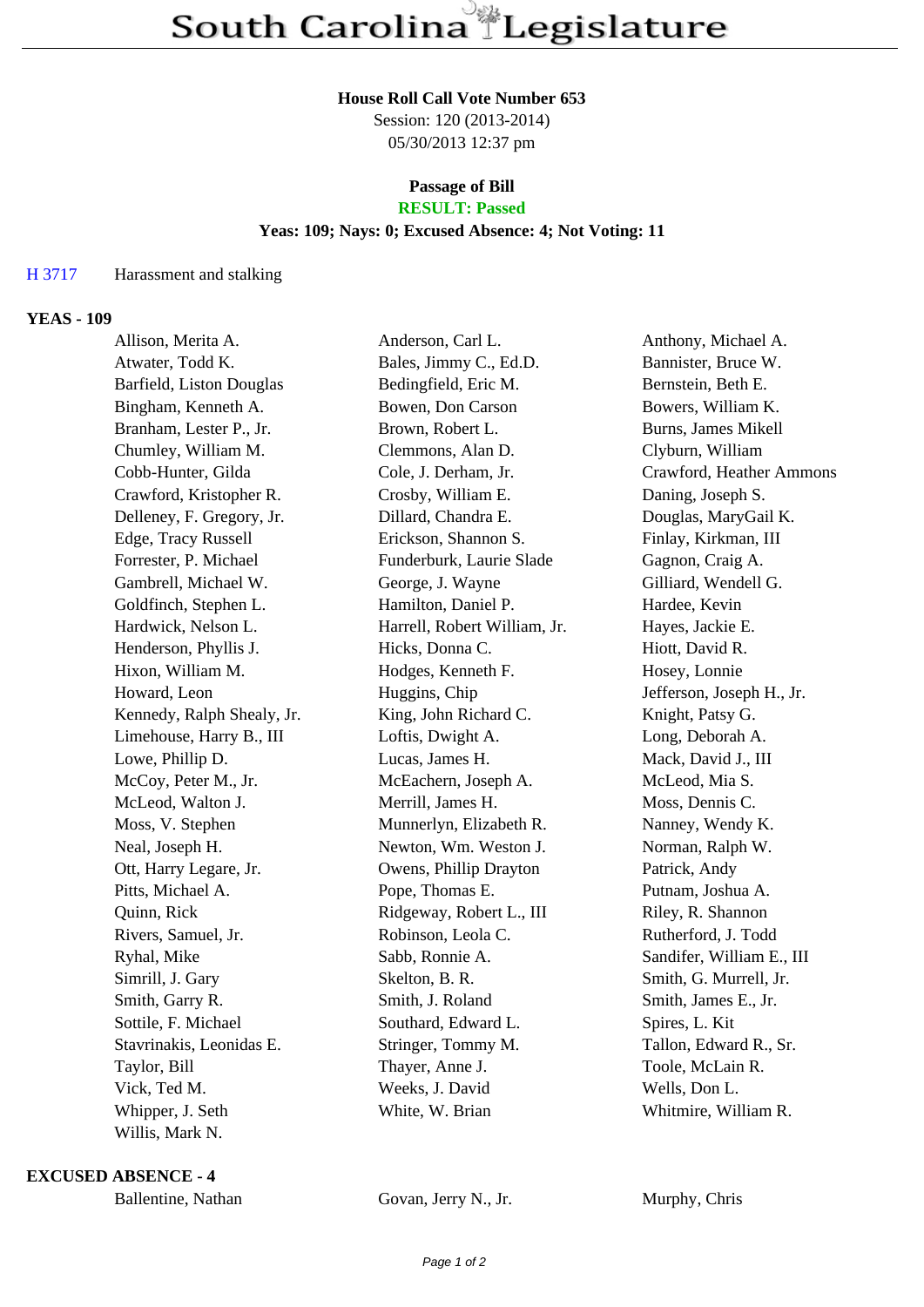# South Carolina Legislature

**House Roll Call Vote Number 653**
Session: 120 (2013-2014)
05/30/2013 12:37 pm

**Passage of Bill**
**RESULT: Passed**
**Yeas: 109; Nays: 0; Excused Absence: 4; Not Voting: 11**

H 3717 Harassment and stalking

## YEAS - 109

| | | |
|---|---|---|
| Allison, Merita A. | Anderson, Carl L. | Anthony, Michael A. |
| Atwater, Todd K. | Bales, Jimmy C., Ed.D. | Bannister, Bruce W. |
| Barfield, Liston Douglas | Bedingfield, Eric M. | Bernstein, Beth E. |
| Bingham, Kenneth A. | Bowen, Don Carson | Bowers, William K. |
| Branham, Lester P., Jr. | Brown, Robert L. | Burns, James Mikell |
| Chumley, William M. | Clemmons, Alan D. | Clyburn, William |
| Cobb-Hunter, Gilda | Cole, J. Derham, Jr. | Crawford, Heather Ammons |
| Crawford, Kristopher R. | Crosby, William E. | Daning, Joseph S. |
| Delleney, F. Gregory, Jr. | Dillard, Chandra E. | Douglas, MaryGail K. |
| Edge, Tracy Russell | Erickson, Shannon S. | Finlay, Kirkman, III |
| Forrester, P. Michael | Funderburk, Laurie Slade | Gagnon, Craig A. |
| Gambrell, Michael W. | George, J. Wayne | Gilliard, Wendell G. |
| Goldfinch, Stephen L. | Hamilton, Daniel P. | Hardee, Kevin |
| Hardwick, Nelson L. | Harrell, Robert William, Jr. | Hayes, Jackie E. |
| Henderson, Phyllis J. | Hicks, Donna C. | Hiott, David R. |
| Hixon, William M. | Hodges, Kenneth F. | Hosey, Lonnie |
| Howard, Leon | Huggins, Chip | Jefferson, Joseph H., Jr. |
| Kennedy, Ralph Shealy, Jr. | King, John Richard C. | Knight, Patsy G. |
| Limehouse, Harry B., III | Loftis, Dwight A. | Long, Deborah A. |
| Lowe, Phillip D. | Lucas, James H. | Mack, David J., III |
| McCoy, Peter M., Jr. | McEachern, Joseph A. | McLeod, Mia S. |
| McLeod, Walton J. | Merrill, James H. | Moss, Dennis C. |
| Moss, V. Stephen | Munnerlyn, Elizabeth R. | Nanney, Wendy K. |
| Neal, Joseph H. | Newton, Wm. Weston J. | Norman, Ralph W. |
| Ott, Harry Legare, Jr. | Owens, Phillip Drayton | Patrick, Andy |
| Pitts, Michael A. | Pope, Thomas E. | Putnam, Joshua A. |
| Quinn, Rick | Ridgeway, Robert L., III | Riley, R. Shannon |
| Rivers, Samuel, Jr. | Robinson, Leola C. | Rutherford, J. Todd |
| Ryhal, Mike | Sabb, Ronnie A. | Sandifer, William E., III |
| Simrill, J. Gary | Skelton, B. R. | Smith, G. Murrell, Jr. |
| Smith, Garry R. | Smith, J. Roland | Smith, James E., Jr. |
| Sottile, F. Michael | Southard, Edward L. | Spires, L. Kit |
| Stavrinakis, Leonidas E. | Stringer, Tommy M. | Tallon, Edward R., Sr. |
| Taylor, Bill | Thayer, Anne J. | Toole, McLain R. |
| Vick, Ted M. | Weeks, J. David | Wells, Don L. |
| Whipper, J. Seth | White, W. Brian | Whitmire, William R. |
| Willis, Mark N. | | |

## EXCUSED ABSENCE - 4

| | | |
|---|---|---|
| Ballentine, Nathan | Govan, Jerry N., Jr. | Murphy, Chris |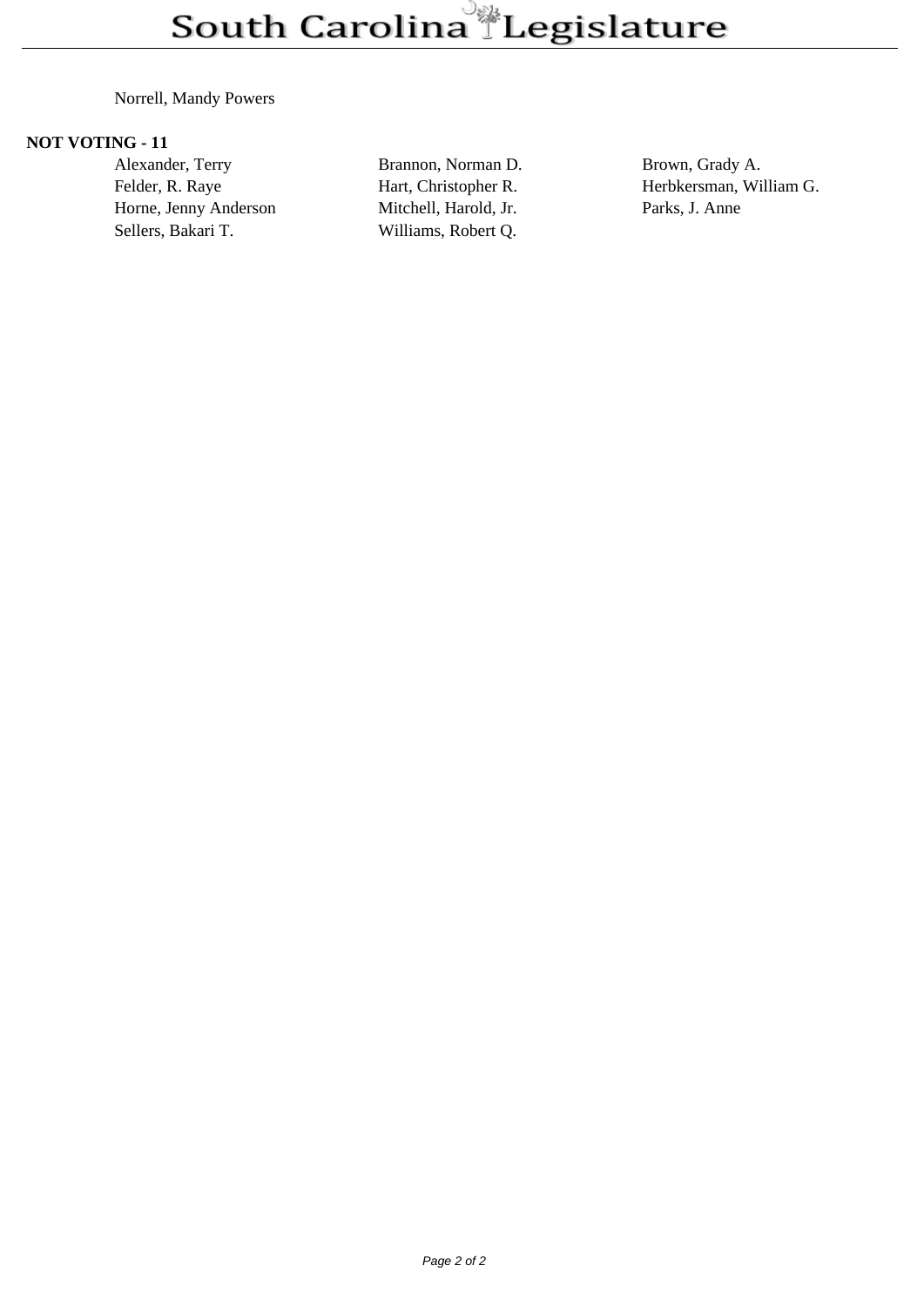Norrell, Mandy Powers

**NOT VOTING - 11**

| | | |
|---|---|---|
| Alexander, Terry | Brannon, Norman D. | Brown, Grady A. |
| Felder, R. Raye | Hart, Christopher R. | Herbkersman, William G. |
| Horne, Jenny Anderson | Mitchell, Harold, Jr. | Parks, J. Anne |
| Sellers, Bakari T. | Williams, Robert Q. | |